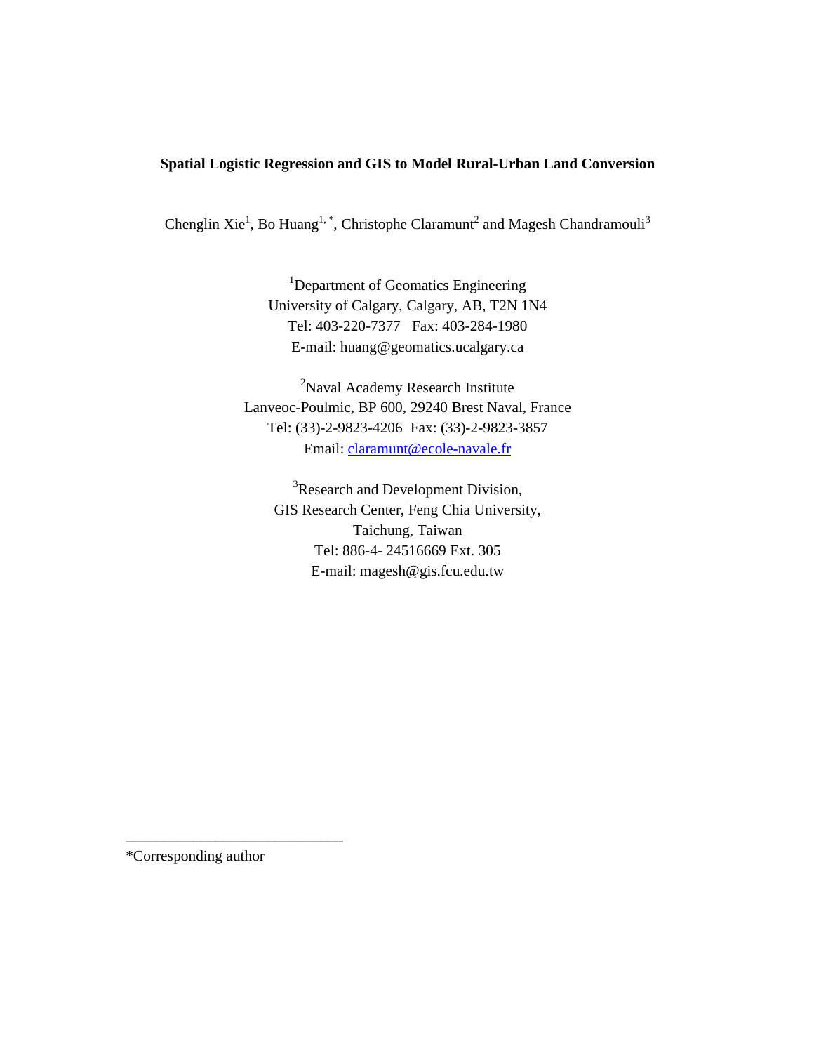# Spatial Logistic Regression and GIS to Model Rural-Urban Land Conversion

Chenglin Xie[1], Bo Huang[1,*], Christophe Claramunt[2] and Magesh Chandramouli[3]

[1]Department of Geomatics Engineering
University of Calgary, Calgary, AB, T2N 1N4
Tel: 403-220-7377 Fax: 403-284-1980
E-mail: huang@geomatics.ucalgary.ca

[2]Naval Academy Research Institute
Lanveoc-Poulmic, BP 600, 29240 Brest Naval, France
Tel: (33)-2-9823-4206 Fax: (33)-2-9823-3857
Email: claramunt@ecole-navale.fr

[3]Research and Development Division,
GIS Research Center, Feng Chia University,
Taichung, Taiwan
Tel: 886-4- 24516669 Ext. 305
E-mail: magesh@gis.fcu.edu.tw

---

*Corresponding author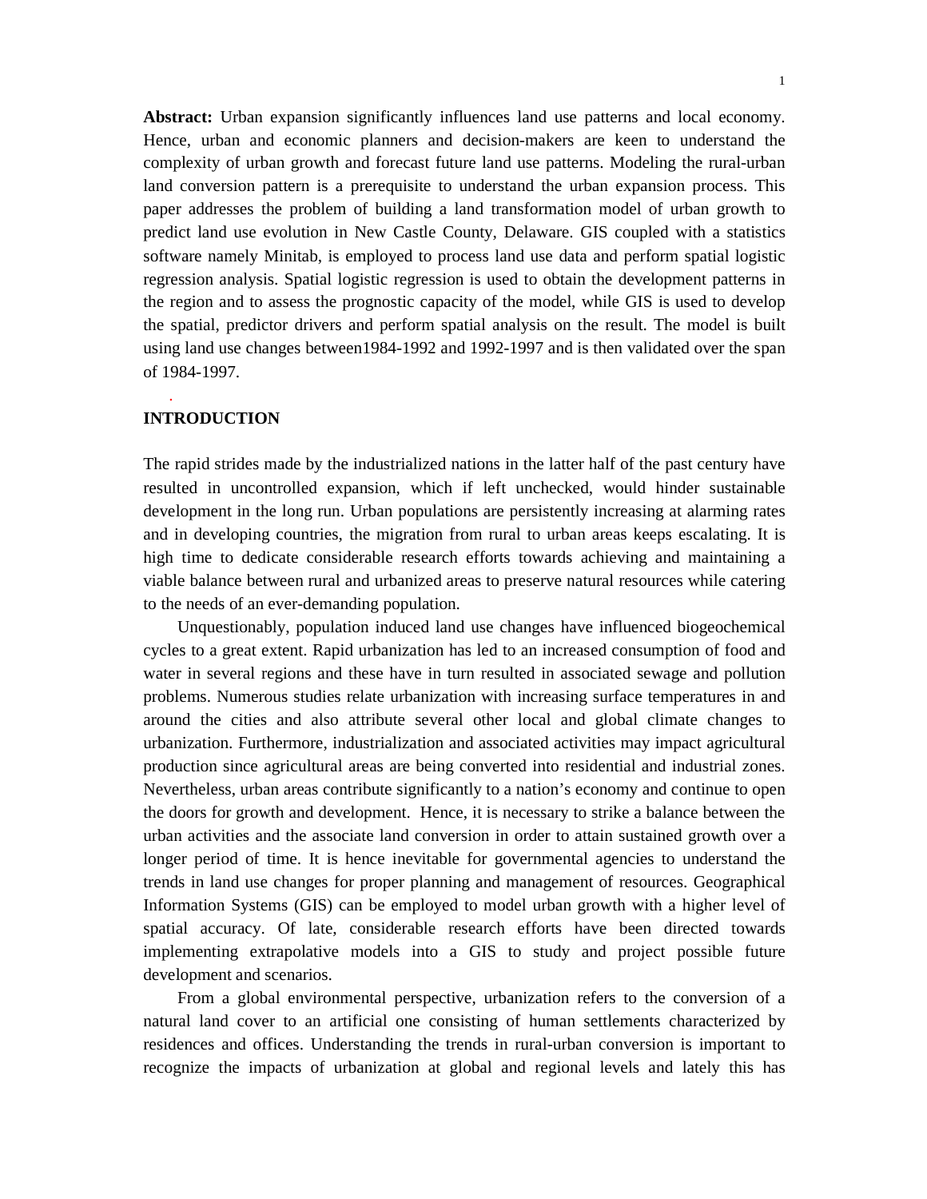**Abstract:** Urban expansion significantly influences land use patterns and local economy. Hence, urban and economic planners and decision-makers are keen to understand the complexity of urban growth and forecast future land use patterns. Modeling the rural-urban land conversion pattern is a prerequisite to understand the urban expansion process. This paper addresses the problem of building a land transformation model of urban growth to predict land use evolution in New Castle County, Delaware. GIS coupled with a statistics software namely Minitab, is employed to process land use data and perform spatial logistic regression analysis. Spatial logistic regression is used to obtain the development patterns in the region and to assess the prognostic capacity of the model, while GIS is used to develop the spatial, predictor drivers and perform spatial analysis on the result. The model is built using land use changes between1984-1992 and 1992-1997 and is then validated over the span of 1984-1997.

## INTRODUCTION

The rapid strides made by the industrialized nations in the latter half of the past century have resulted in uncontrolled expansion, which if left unchecked, would hinder sustainable development in the long run. Urban populations are persistently increasing at alarming rates and in developing countries, the migration from rural to urban areas keeps escalating. It is high time to dedicate considerable research efforts towards achieving and maintaining a viable balance between rural and urbanized areas to preserve natural resources while catering to the needs of an ever-demanding population.

Unquestionably, population induced land use changes have influenced biogeochemical cycles to a great extent. Rapid urbanization has led to an increased consumption of food and water in several regions and these have in turn resulted in associated sewage and pollution problems. Numerous studies relate urbanization with increasing surface temperatures in and around the cities and also attribute several other local and global climate changes to urbanization. Furthermore, industrialization and associated activities may impact agricultural production since agricultural areas are being converted into residential and industrial zones. Nevertheless, urban areas contribute significantly to a nation's economy and continue to open the doors for growth and development. Hence, it is necessary to strike a balance between the urban activities and the associate land conversion in order to attain sustained growth over a longer period of time. It is hence inevitable for governmental agencies to understand the trends in land use changes for proper planning and management of resources. Geographical Information Systems (GIS) can be employed to model urban growth with a higher level of spatial accuracy. Of late, considerable research efforts have been directed towards implementing extrapolative models into a GIS to study and project possible future development and scenarios.

From a global environmental perspective, urbanization refers to the conversion of a natural land cover to an artificial one consisting of human settlements characterized by residences and offices. Understanding the trends in rural-urban conversion is important to recognize the impacts of urbanization at global and regional levels and lately this has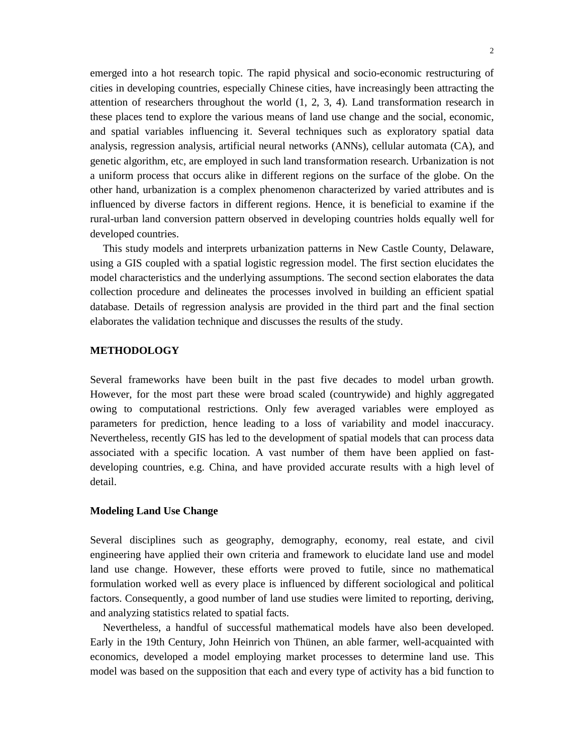emerged into a hot research topic. The rapid physical and socio-economic restructuring of cities in developing countries, especially Chinese cities, have increasingly been attracting the attention of researchers throughout the world (1, 2, 3, 4). Land transformation research in these places tend to explore the various means of land use change and the social, economic, and spatial variables influencing it. Several techniques such as exploratory spatial data analysis, regression analysis, artificial neural networks (ANNs), cellular automata (CA), and genetic algorithm, etc, are employed in such land transformation research. Urbanization is not a uniform process that occurs alike in different regions on the surface of the globe. On the other hand, urbanization is a complex phenomenon characterized by varied attributes and is influenced by diverse factors in different regions. Hence, it is beneficial to examine if the rural-urban land conversion pattern observed in developing countries holds equally well for developed countries.

This study models and interprets urbanization patterns in New Castle County, Delaware, using a GIS coupled with a spatial logistic regression model. The first section elucidates the model characteristics and the underlying assumptions. The second section elaborates the data collection procedure and delineates the processes involved in building an efficient spatial database. Details of regression analysis are provided in the third part and the final section elaborates the validation technique and discusses the results of the study.

## METHODOLOGY

Several frameworks have been built in the past five decades to model urban growth. However, for the most part these were broad scaled (countrywide) and highly aggregated owing to computational restrictions. Only few averaged variables were employed as parameters for prediction, hence leading to a loss of variability and model inaccuracy. Nevertheless, recently GIS has led to the development of spatial models that can process data associated with a specific location. A vast number of them have been applied on fast-developing countries, e.g. China, and have provided accurate results with a high level of detail.

### Modeling Land Use Change

Several disciplines such as geography, demography, economy, real estate, and civil engineering have applied their own criteria and framework to elucidate land use and model land use change. However, these efforts were proved to futile, since no mathematical formulation worked well as every place is influenced by different sociological and political factors. Consequently, a good number of land use studies were limited to reporting, deriving, and analyzing statistics related to spatial facts.

Nevertheless, a handful of successful mathematical models have also been developed. Early in the 19th Century, John Heinrich von Thünen, an able farmer, well-acquainted with economics, developed a model employing market processes to determine land use. This model was based on the supposition that each and every type of activity has a bid function to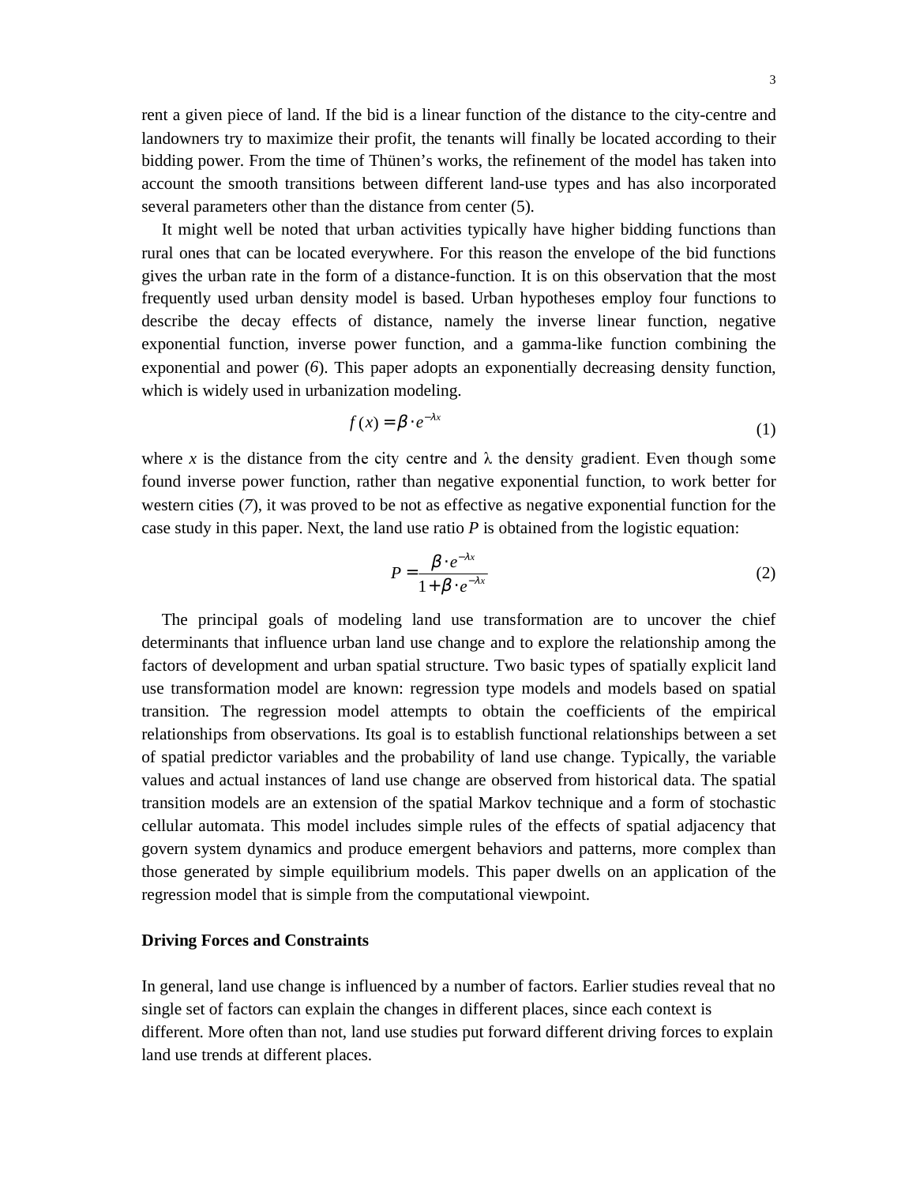rent a given piece of land. If the bid is a linear function of the distance to the city-centre and landowners try to maximize their profit, the tenants will finally be located according to their bidding power. From the time of Thünen's works, the refinement of the model has taken into account the smooth transitions between different land-use types and has also incorporated several parameters other than the distance from center (5).

It might well be noted that urban activities typically have higher bidding functions than rural ones that can be located everywhere. For this reason the envelope of the bid functions gives the urban rate in the form of a distance-function. It is on this observation that the most frequently used urban density model is based. Urban hypotheses employ four functions to describe the decay effects of distance, namely the inverse linear function, negative exponential function, inverse power function, and a gamma-like function combining the exponential and power (*6*). This paper adopts an exponentially decreasing density function, which is widely used in urbanization modeling.

$$f(x) = \beta \cdot e^{-\lambda x} \tag{1}$$

where $x$ is the distance from the city centre and $\lambda$ the density gradient. Even though some found inverse power function, rather than negative exponential function, to work better for western cities (*7*), it was proved to be not as effective as negative exponential function for the case study in this paper. Next, the land use ratio $P$ is obtained from the logistic equation:

$$P = \frac{\beta \cdot e^{-\lambda x}}{1 + \beta \cdot e^{-\lambda x}} \tag{2}$$

The principal goals of modeling land use transformation are to uncover the chief determinants that influence urban land use change and to explore the relationship among the factors of development and urban spatial structure. Two basic types of spatially explicit land use transformation model are known: regression type models and models based on spatial transition. The regression model attempts to obtain the coefficients of the empirical relationships from observations. Its goal is to establish functional relationships between a set of spatial predictor variables and the probability of land use change. Typically, the variable values and actual instances of land use change are observed from historical data. The spatial transition models are an extension of the spatial Markov technique and a form of stochastic cellular automata. This model includes simple rules of the effects of spatial adjacency that govern system dynamics and produce emergent behaviors and patterns, more complex than those generated by simple equilibrium models. This paper dwells on an application of the regression model that is simple from the computational viewpoint.

### Driving Forces and Constraints

In general, land use change is influenced by a number of factors. Earlier studies reveal that no single set of factors can explain the changes in different places, since each context is different. More often than not, land use studies put forward different driving forces to explain land use trends at different places.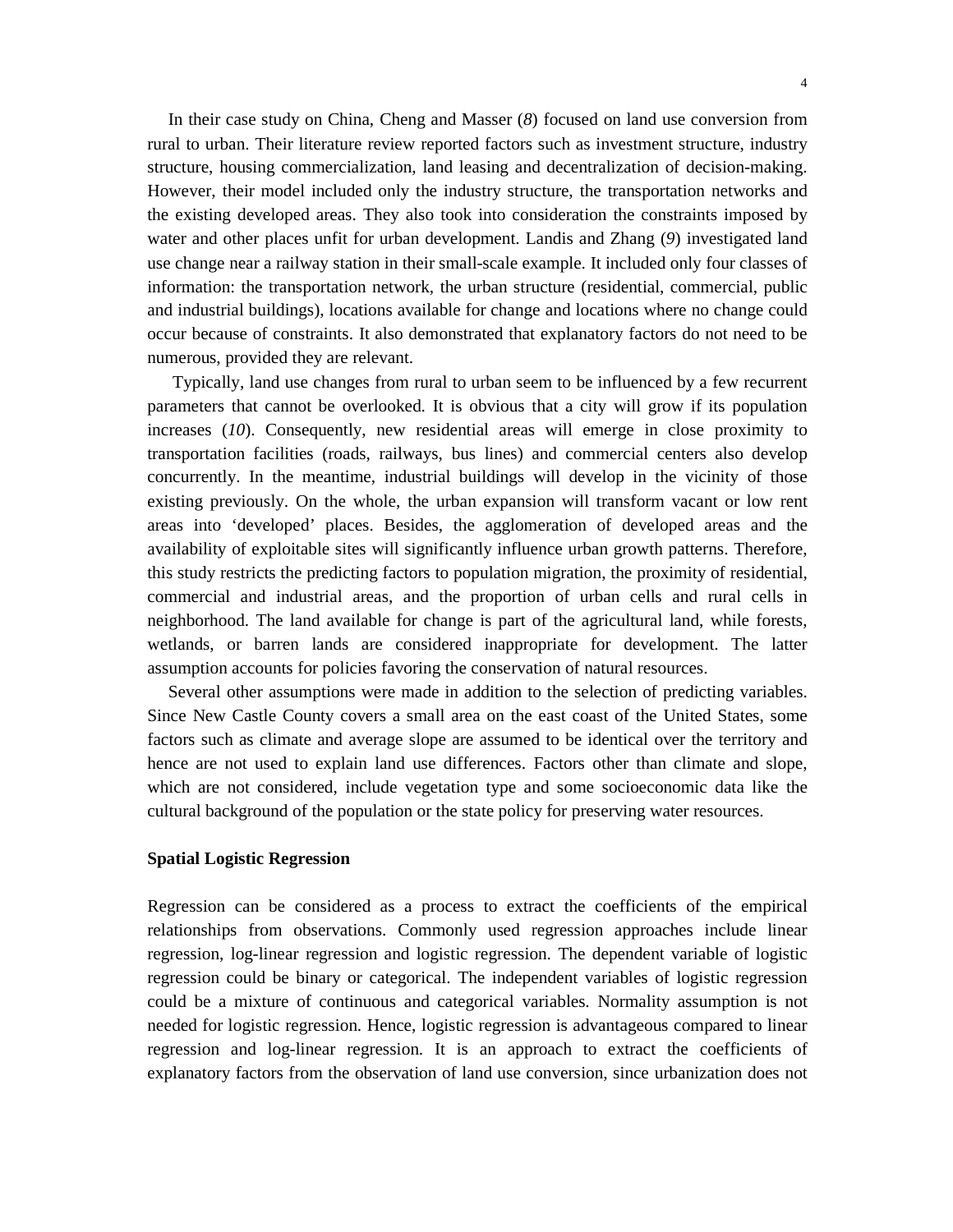In their case study on China, Cheng and Masser (*8*) focused on land use conversion from rural to urban. Their literature review reported factors such as investment structure, industry structure, housing commercialization, land leasing and decentralization of decision-making. However, their model included only the industry structure, the transportation networks and the existing developed areas. They also took into consideration the constraints imposed by water and other places unfit for urban development. Landis and Zhang (*9*) investigated land use change near a railway station in their small-scale example. It included only four classes of information: the transportation network, the urban structure (residential, commercial, public and industrial buildings), locations available for change and locations where no change could occur because of constraints. It also demonstrated that explanatory factors do not need to be numerous, provided they are relevant.

Typically, land use changes from rural to urban seem to be influenced by a few recurrent parameters that cannot be overlooked. It is obvious that a city will grow if its population increases (*10*). Consequently, new residential areas will emerge in close proximity to transportation facilities (roads, railways, bus lines) and commercial centers also develop concurrently. In the meantime, industrial buildings will develop in the vicinity of those existing previously. On the whole, the urban expansion will transform vacant or low rent areas into 'developed' places. Besides, the agglomeration of developed areas and the availability of exploitable sites will significantly influence urban growth patterns. Therefore, this study restricts the predicting factors to population migration, the proximity of residential, commercial and industrial areas, and the proportion of urban cells and rural cells in neighborhood. The land available for change is part of the agricultural land, while forests, wetlands, or barren lands are considered inappropriate for development. The latter assumption accounts for policies favoring the conservation of natural resources.

Several other assumptions were made in addition to the selection of predicting variables. Since New Castle County covers a small area on the east coast of the United States, some factors such as climate and average slope are assumed to be identical over the territory and hence are not used to explain land use differences. Factors other than climate and slope, which are not considered, include vegetation type and some socioeconomic data like the cultural background of the population or the state policy for preserving water resources.

### Spatial Logistic Regression

Regression can be considered as a process to extract the coefficients of the empirical relationships from observations. Commonly used regression approaches include linear regression, log-linear regression and logistic regression. The dependent variable of logistic regression could be binary or categorical. The independent variables of logistic regression could be a mixture of continuous and categorical variables. Normality assumption is not needed for logistic regression. Hence, logistic regression is advantageous compared to linear regression and log-linear regression. It is an approach to extract the coefficients of explanatory factors from the observation of land use conversion, since urbanization does not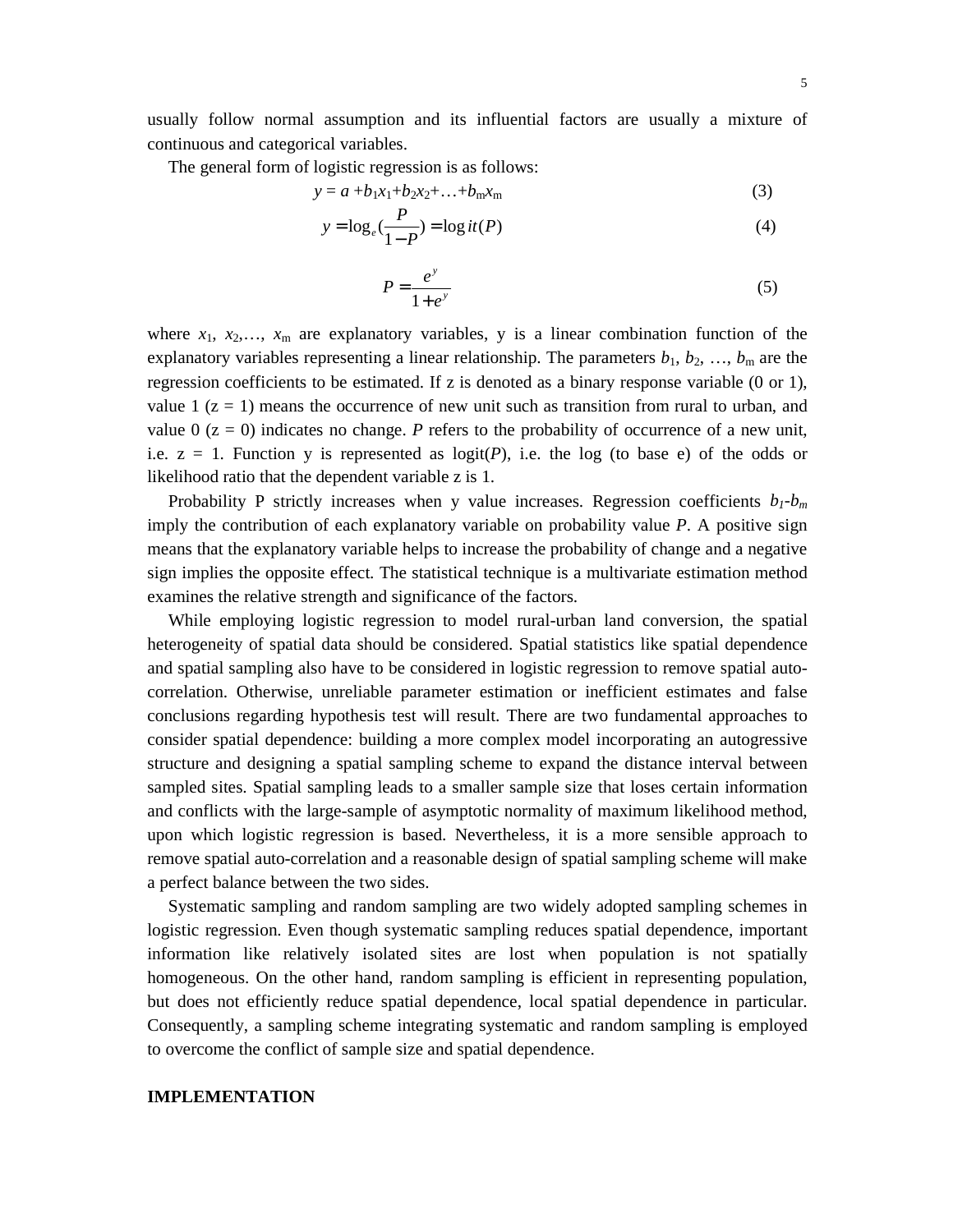usually follow normal assumption and its influential factors are usually a mixture of continuous and categorical variables.

The general form of logistic regression is as follows:

$$y = a + b_1x_1 + b_2x_2 + \ldots + b_mx_m \tag{3}$$

$$y = \log_e\left(\frac{P}{1-P}\right) = \operatorname{logit}(P) \tag{4}$$

$$P = \frac{e^y}{1+e^y} \tag{5}$$

where $x_1$, $x_2$,…, $x_m$ are explanatory variables, y is a linear combination function of the explanatory variables representing a linear relationship. The parameters $b_1$, $b_2$, …, $b_m$ are the regression coefficients to be estimated. If z is denoted as a binary response variable (0 or 1), value 1 (z = 1) means the occurrence of new unit such as transition from rural to urban, and value 0 (z = 0) indicates no change. $P$ refers to the probability of occurrence of a new unit, i.e. z = 1. Function y is represented as logit($P$), i.e. the log (to base e) of the odds or likelihood ratio that the dependent variable z is 1.

Probability P strictly increases when y value increases. Regression coefficients $b_1$-$b_m$ imply the contribution of each explanatory variable on probability value $P$. A positive sign means that the explanatory variable helps to increase the probability of change and a negative sign implies the opposite effect. The statistical technique is a multivariate estimation method examines the relative strength and significance of the factors.

While employing logistic regression to model rural-urban land conversion, the spatial heterogeneity of spatial data should be considered. Spatial statistics like spatial dependence and spatial sampling also have to be considered in logistic regression to remove spatial auto-correlation. Otherwise, unreliable parameter estimation or inefficient estimates and false conclusions regarding hypothesis test will result. There are two fundamental approaches to consider spatial dependence: building a more complex model incorporating an autogressive structure and designing a spatial sampling scheme to expand the distance interval between sampled sites. Spatial sampling leads to a smaller sample size that loses certain information and conflicts with the large-sample of asymptotic normality of maximum likelihood method, upon which logistic regression is based. Nevertheless, it is a more sensible approach to remove spatial auto-correlation and a reasonable design of spatial sampling scheme will make a perfect balance between the two sides.

Systematic sampling and random sampling are two widely adopted sampling schemes in logistic regression. Even though systematic sampling reduces spatial dependence, important information like relatively isolated sites are lost when population is not spatially homogeneous. On the other hand, random sampling is efficient in representing population, but does not efficiently reduce spatial dependence, local spatial dependence in particular. Consequently, a sampling scheme integrating systematic and random sampling is employed to overcome the conflict of sample size and spatial dependence.

## IMPLEMENTATION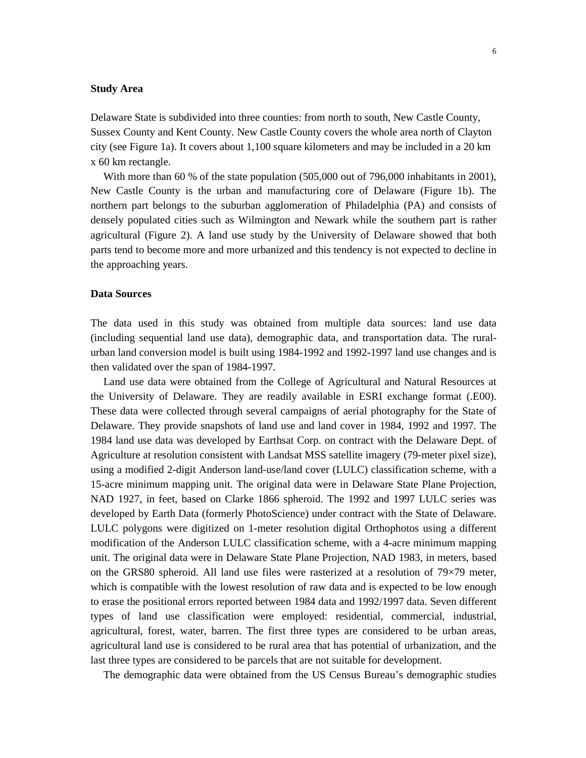## Study Area

Delaware State is subdivided into three counties: from north to south, New Castle County, Sussex County and Kent County. New Castle County covers the whole area north of Clayton city (see Figure 1a). It covers about 1,100 square kilometers and may be included in a 20 km x 60 km rectangle.

With more than 60 % of the state population (505,000 out of 796,000 inhabitants in 2001), New Castle County is the urban and manufacturing core of Delaware (Figure 1b). The northern part belongs to the suburban agglomeration of Philadelphia (PA) and consists of densely populated cities such as Wilmington and Newark while the southern part is rather agricultural (Figure 2). A land use study by the University of Delaware showed that both parts tend to become more and more urbanized and this tendency is not expected to decline in the approaching years.

## Data Sources

The data used in this study was obtained from multiple data sources: land use data (including sequential land use data), demographic data, and transportation data. The rural-urban land conversion model is built using 1984-1992 and 1992-1997 land use changes and is then validated over the span of 1984-1997.

Land use data were obtained from the College of Agricultural and Natural Resources at the University of Delaware. They are readily available in ESRI exchange format (.E00). These data were collected through several campaigns of aerial photography for the State of Delaware. They provide snapshots of land use and land cover in 1984, 1992 and 1997. The 1984 land use data was developed by Earthsat Corp. on contract with the Delaware Dept. of Agriculture at resolution consistent with Landsat MSS satellite imagery (79-meter pixel size), using a modified 2-digit Anderson land-use/land cover (LULC) classification scheme, with a 15-acre minimum mapping unit. The original data were in Delaware State Plane Projection, NAD 1927, in feet, based on Clarke 1866 spheroid. The 1992 and 1997 LULC series was developed by Earth Data (formerly PhotoScience) under contract with the State of Delaware. LULC polygons were digitized on 1-meter resolution digital Orthophotos using a different modification of the Anderson LULC classification scheme, with a 4-acre minimum mapping unit. The original data were in Delaware State Plane Projection, NAD 1983, in meters, based on the GRS80 spheroid. All land use files were rasterized at a resolution of 79×79 meter, which is compatible with the lowest resolution of raw data and is expected to be low enough to erase the positional errors reported between 1984 data and 1992/1997 data. Seven different types of land use classification were employed: residential, commercial, industrial, agricultural, forest, water, barren. The first three types are considered to be urban areas, agricultural land use is considered to be rural area that has potential of urbanization, and the last three types are considered to be parcels that are not suitable for development.

The demographic data were obtained from the US Census Bureau's demographic studies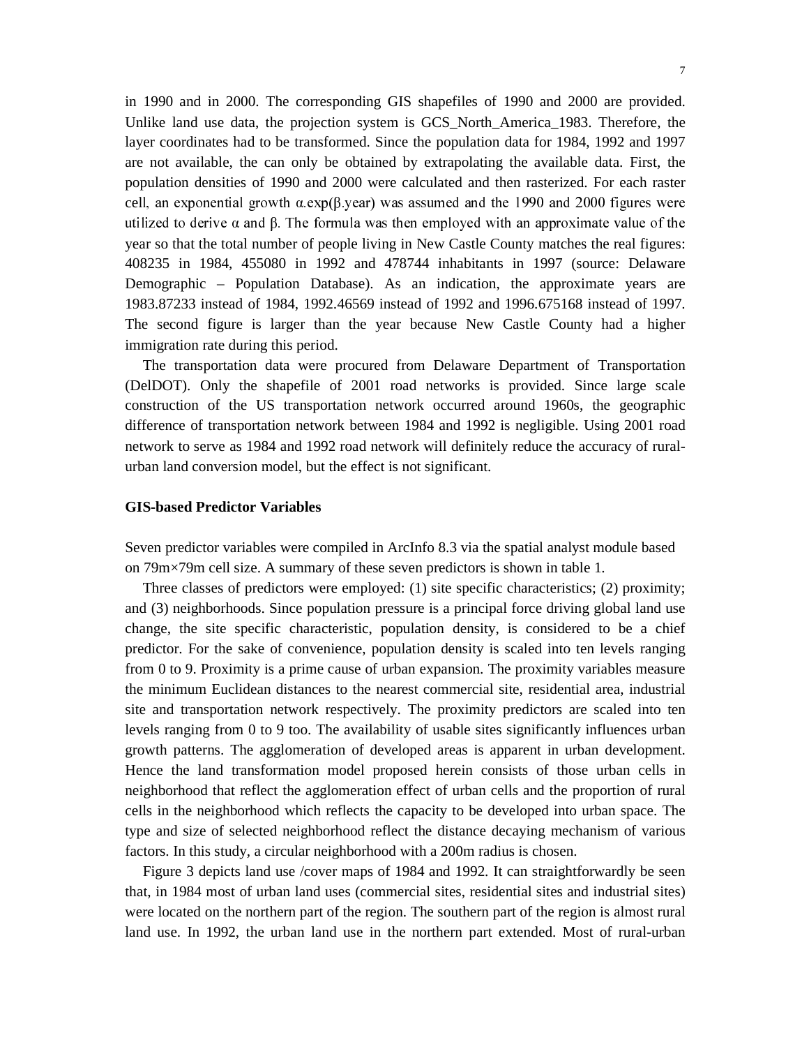in 1990 and in 2000. The corresponding GIS shapefiles of 1990 and 2000 are provided. Unlike land use data, the projection system is GCS_North_America_1983. Therefore, the layer coordinates had to be transformed. Since the population data for 1984, 1992 and 1997 are not available, the can only be obtained by extrapolating the available data. First, the population densities of 1990 and 2000 were calculated and then rasterized. For each raster cell, an exponential growth $\alpha.\exp(\beta.\text{year})$ was assumed and the 1990 and 2000 figures were utilized to derive $\alpha$ and $\beta$. The formula was then employed with an approximate value of the year so that the total number of people living in New Castle County matches the real figures: 408235 in 1984, 455080 in 1992 and 478744 inhabitants in 1997 (source: Delaware Demographic – Population Database). As an indication, the approximate years are 1983.87233 instead of 1984, 1992.46569 instead of 1992 and 1996.675168 instead of 1997. The second figure is larger than the year because New Castle County had a higher immigration rate during this period.

The transportation data were procured from Delaware Department of Transportation (DelDOT). Only the shapefile of 2001 road networks is provided. Since large scale construction of the US transportation network occurred around 1960s, the geographic difference of transportation network between 1984 and 1992 is negligible. Using 2001 road network to serve as 1984 and 1992 road network will definitely reduce the accuracy of rural-urban land conversion model, but the effect is not significant.

### GIS-based Predictor Variables

Seven predictor variables were compiled in ArcInfo 8.3 via the spatial analyst module based on 79m×79m cell size. A summary of these seven predictors is shown in table 1.

Three classes of predictors were employed: (1) site specific characteristics; (2) proximity; and (3) neighborhoods. Since population pressure is a principal force driving global land use change, the site specific characteristic, population density, is considered to be a chief predictor. For the sake of convenience, population density is scaled into ten levels ranging from 0 to 9. Proximity is a prime cause of urban expansion. The proximity variables measure the minimum Euclidean distances to the nearest commercial site, residential area, industrial site and transportation network respectively. The proximity predictors are scaled into ten levels ranging from 0 to 9 too. The availability of usable sites significantly influences urban growth patterns. The agglomeration of developed areas is apparent in urban development. Hence the land transformation model proposed herein consists of those urban cells in neighborhood that reflect the agglomeration effect of urban cells and the proportion of rural cells in the neighborhood which reflects the capacity to be developed into urban space. The type and size of selected neighborhood reflect the distance decaying mechanism of various factors. In this study, a circular neighborhood with a 200m radius is chosen.

Figure 3 depicts land use /cover maps of 1984 and 1992. It can straightforwardly be seen that, in 1984 most of urban land uses (commercial sites, residential sites and industrial sites) were located on the northern part of the region. The southern part of the region is almost rural land use. In 1992, the urban land use in the northern part extended. Most of rural-urban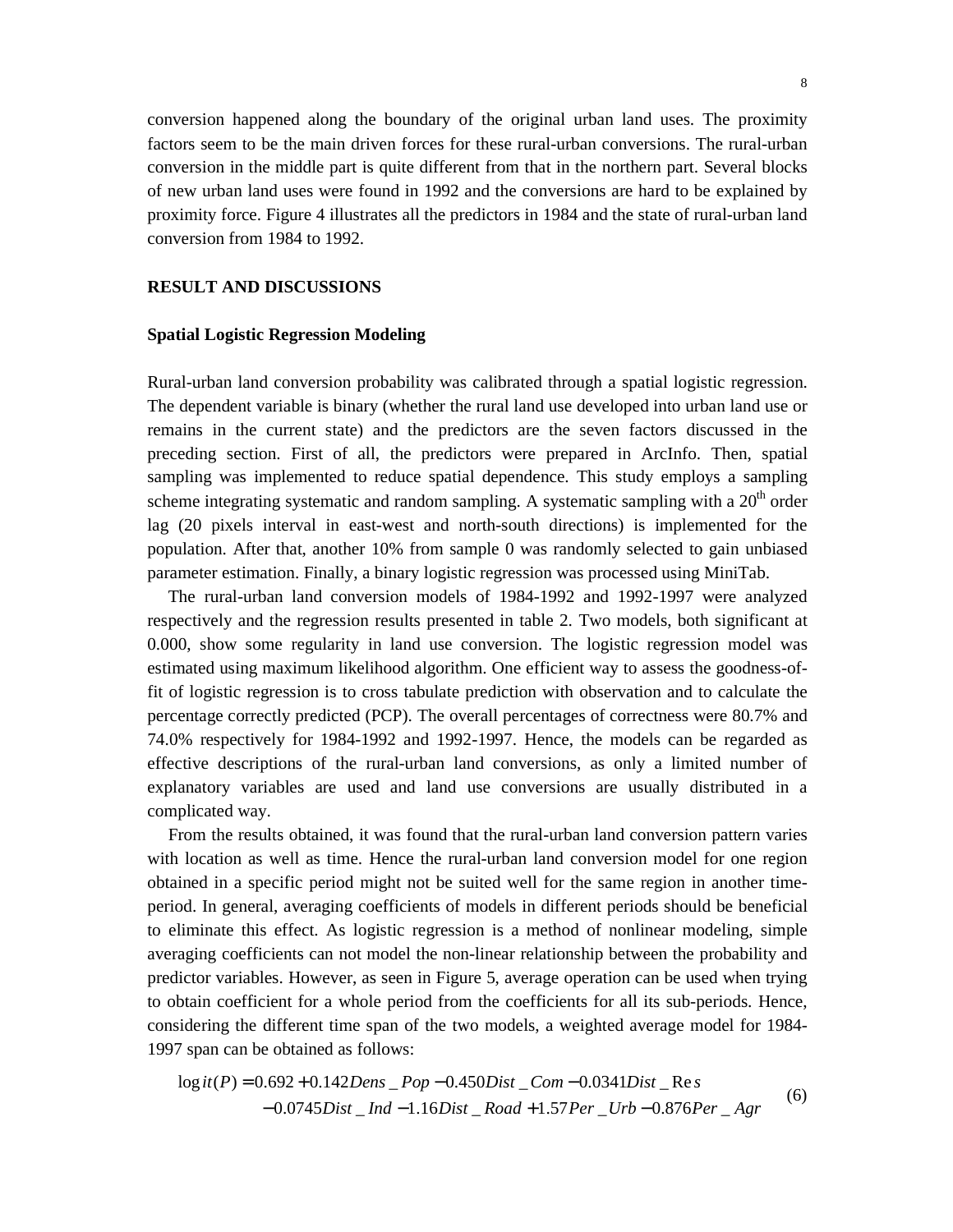conversion happened along the boundary of the original urban land uses. The proximity factors seem to be the main driven forces for these rural-urban conversions. The rural-urban conversion in the middle part is quite different from that in the northern part. Several blocks of new urban land uses were found in 1992 and the conversions are hard to be explained by proximity force. Figure 4 illustrates all the predictors in 1984 and the state of rural-urban land conversion from 1984 to 1992.

## RESULT AND DISCUSSIONS

### Spatial Logistic Regression Modeling

Rural-urban land conversion probability was calibrated through a spatial logistic regression. The dependent variable is binary (whether the rural land use developed into urban land use or remains in the current state) and the predictors are the seven factors discussed in the preceding section. First of all, the predictors were prepared in ArcInfo. Then, spatial sampling was implemented to reduce spatial dependence. This study employs a sampling scheme integrating systematic and random sampling. A systematic sampling with a $20^{th}$ order lag (20 pixels interval in east-west and north-south directions) is implemented for the population. After that, another 10% from sample 0 was randomly selected to gain unbiased parameter estimation. Finally, a binary logistic regression was processed using MiniTab.

The rural-urban land conversion models of 1984-1992 and 1992-1997 were analyzed respectively and the regression results presented in table 2. Two models, both significant at 0.000, show some regularity in land use conversion. The logistic regression model was estimated using maximum likelihood algorithm. One efficient way to assess the goodness-of-fit of logistic regression is to cross tabulate prediction with observation and to calculate the percentage correctly predicted (PCP). The overall percentages of correctness were 80.7% and 74.0% respectively for 1984-1992 and 1992-1997. Hence, the models can be regarded as effective descriptions of the rural-urban land conversions, as only a limited number of explanatory variables are used and land use conversions are usually distributed in a complicated way.

From the results obtained, it was found that the rural-urban land conversion pattern varies with location as well as time. Hence the rural-urban land conversion model for one region obtained in a specific period might not be suited well for the same region in another time-period. In general, averaging coefficients of models in different periods should be beneficial to eliminate this effect. As logistic regression is a method of nonlinear modeling, simple averaging coefficients can not model the non-linear relationship between the probability and predictor variables. However, as seen in Figure 5, average operation can be used when trying to obtain coefficient for a whole period from the coefficients for all its sub-periods. Hence, considering the different time span of the two models, a weighted average model for 1984-1997 span can be obtained as follows:

$$\begin{aligned} \mathrm{logit}(P) = 0.692 + 0.142 Dens\_Pop - 0.450 Dist\_Com - 0.0341 Dist\_Res \\ - 0.0745 Dist\_Ind - 1.16 Dist\_Road + 1.57 Per\_Urb - 0.876 Per\_Agr \end{aligned} \tag{6}$$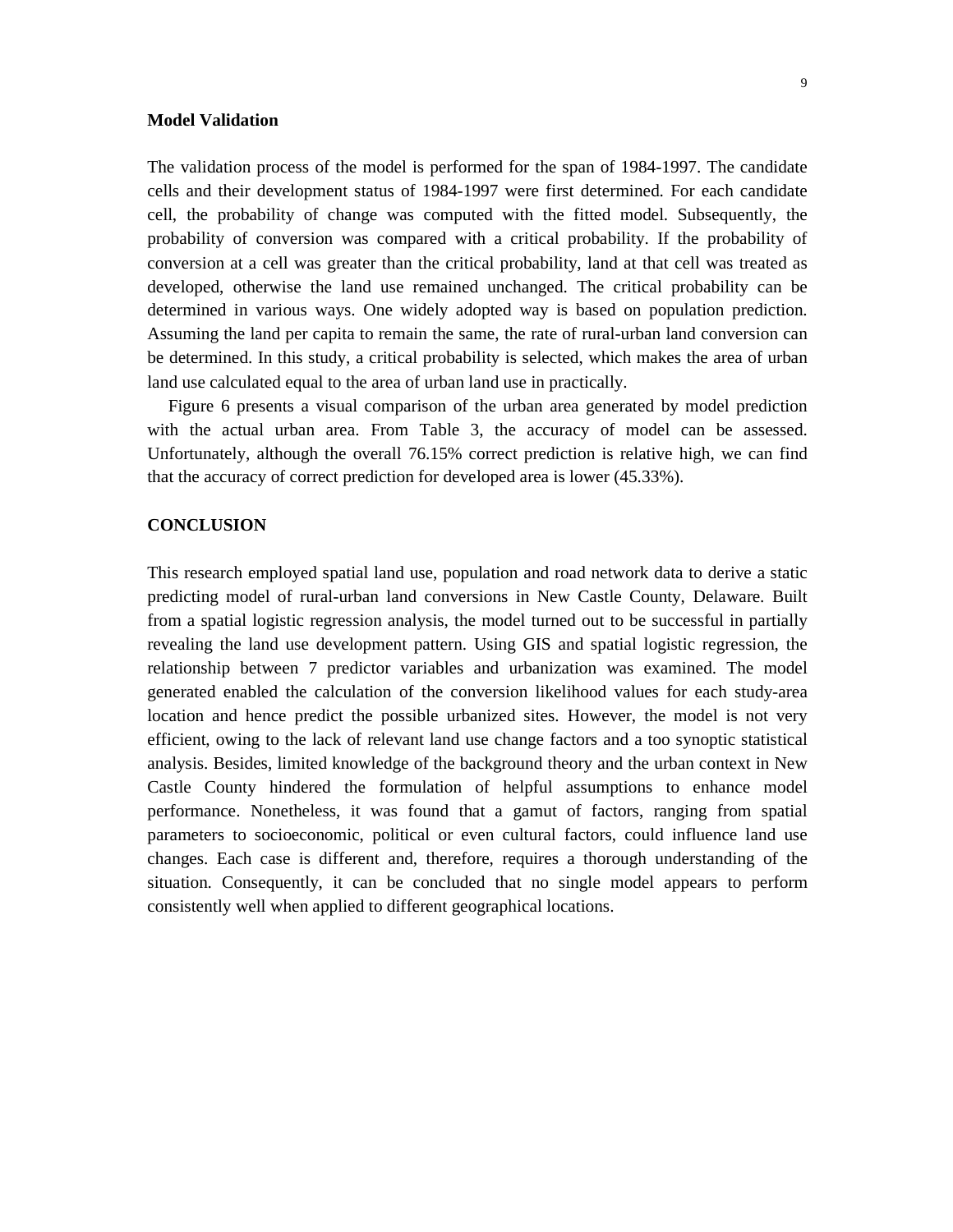**Model Validation**

The validation process of the model is performed for the span of 1984-1997. The candidate cells and their development status of 1984-1997 were first determined. For each candidate cell, the probability of change was computed with the fitted model. Subsequently, the probability of conversion was compared with a critical probability. If the probability of conversion at a cell was greater than the critical probability, land at that cell was treated as developed, otherwise the land use remained unchanged. The critical probability can be determined in various ways. One widely adopted way is based on population prediction. Assuming the land per capita to remain the same, the rate of rural-urban land conversion can be determined. In this study, a critical probability is selected, which makes the area of urban land use calculated equal to the area of urban land use in practically.

Figure 6 presents a visual comparison of the urban area generated by model prediction with the actual urban area. From Table 3, the accuracy of model can be assessed. Unfortunately, although the overall 76.15% correct prediction is relative high, we can find that the accuracy of correct prediction for developed area is lower (45.33%).

**CONCLUSION**

This research employed spatial land use, population and road network data to derive a static predicting model of rural-urban land conversions in New Castle County, Delaware. Built from a spatial logistic regression analysis, the model turned out to be successful in partially revealing the land use development pattern. Using GIS and spatial logistic regression, the relationship between 7 predictor variables and urbanization was examined. The model generated enabled the calculation of the conversion likelihood values for each study-area location and hence predict the possible urbanized sites. However, the model is not very efficient, owing to the lack of relevant land use change factors and a too synoptic statistical analysis. Besides, limited knowledge of the background theory and the urban context in New Castle County hindered the formulation of helpful assumptions to enhance model performance. Nonetheless, it was found that a gamut of factors, ranging from spatial parameters to socioeconomic, political or even cultural factors, could influence land use changes. Each case is different and, therefore, requires a thorough understanding of the situation. Consequently, it can be concluded that no single model appears to perform consistently well when applied to different geographical locations.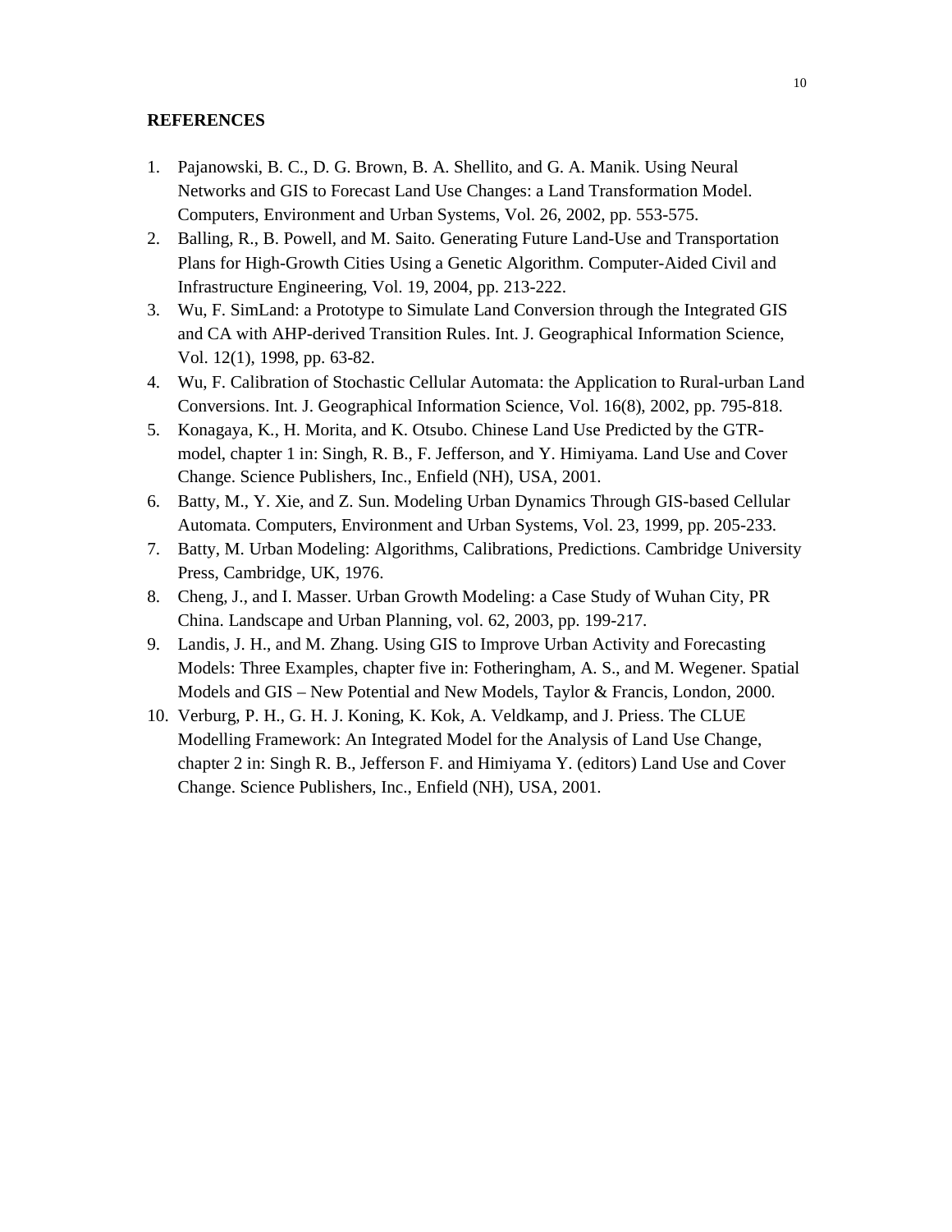**REFERENCES**

1. Pajanowski, B. C., D. G. Brown, B. A. Shellito, and G. A. Manik. Using Neural Networks and GIS to Forecast Land Use Changes: a Land Transformation Model. Computers, Environment and Urban Systems, Vol. 26, 2002, pp. 553-575.
2. Balling, R., B. Powell, and M. Saito. Generating Future Land-Use and Transportation Plans for High-Growth Cities Using a Genetic Algorithm. Computer-Aided Civil and Infrastructure Engineering, Vol. 19, 2004, pp. 213-222.
3. Wu, F. SimLand: a Prototype to Simulate Land Conversion through the Integrated GIS and CA with AHP-derived Transition Rules. Int. J. Geographical Information Science, Vol. 12(1), 1998, pp. 63-82.
4. Wu, F. Calibration of Stochastic Cellular Automata: the Application to Rural-urban Land Conversions. Int. J. Geographical Information Science, Vol. 16(8), 2002, pp. 795-818.
5. Konagaya, K., H. Morita, and K. Otsubo. Chinese Land Use Predicted by the GTR-model, chapter 1 in: Singh, R. B., F. Jefferson, and Y. Himiyama. Land Use and Cover Change. Science Publishers, Inc., Enfield (NH), USA, 2001.
6. Batty, M., Y. Xie, and Z. Sun. Modeling Urban Dynamics Through GIS-based Cellular Automata. Computers, Environment and Urban Systems, Vol. 23, 1999, pp. 205-233.
7. Batty, M. Urban Modeling: Algorithms, Calibrations, Predictions. Cambridge University Press, Cambridge, UK, 1976.
8. Cheng, J., and I. Masser. Urban Growth Modeling: a Case Study of Wuhan City, PR China. Landscape and Urban Planning, vol. 62, 2003, pp. 199-217.
9. Landis, J. H., and M. Zhang. Using GIS to Improve Urban Activity and Forecasting Models: Three Examples, chapter five in: Fotheringham, A. S., and M. Wegener. Spatial Models and GIS – New Potential and New Models, Taylor & Francis, London, 2000.
10. Verburg, P. H., G. H. J. Koning, K. Kok, A. Veldkamp, and J. Priess. The CLUE Modelling Framework: An Integrated Model for the Analysis of Land Use Change, chapter 2 in: Singh R. B., Jefferson F. and Himiyama Y. (editors) Land Use and Cover Change. Science Publishers, Inc., Enfield (NH), USA, 2001.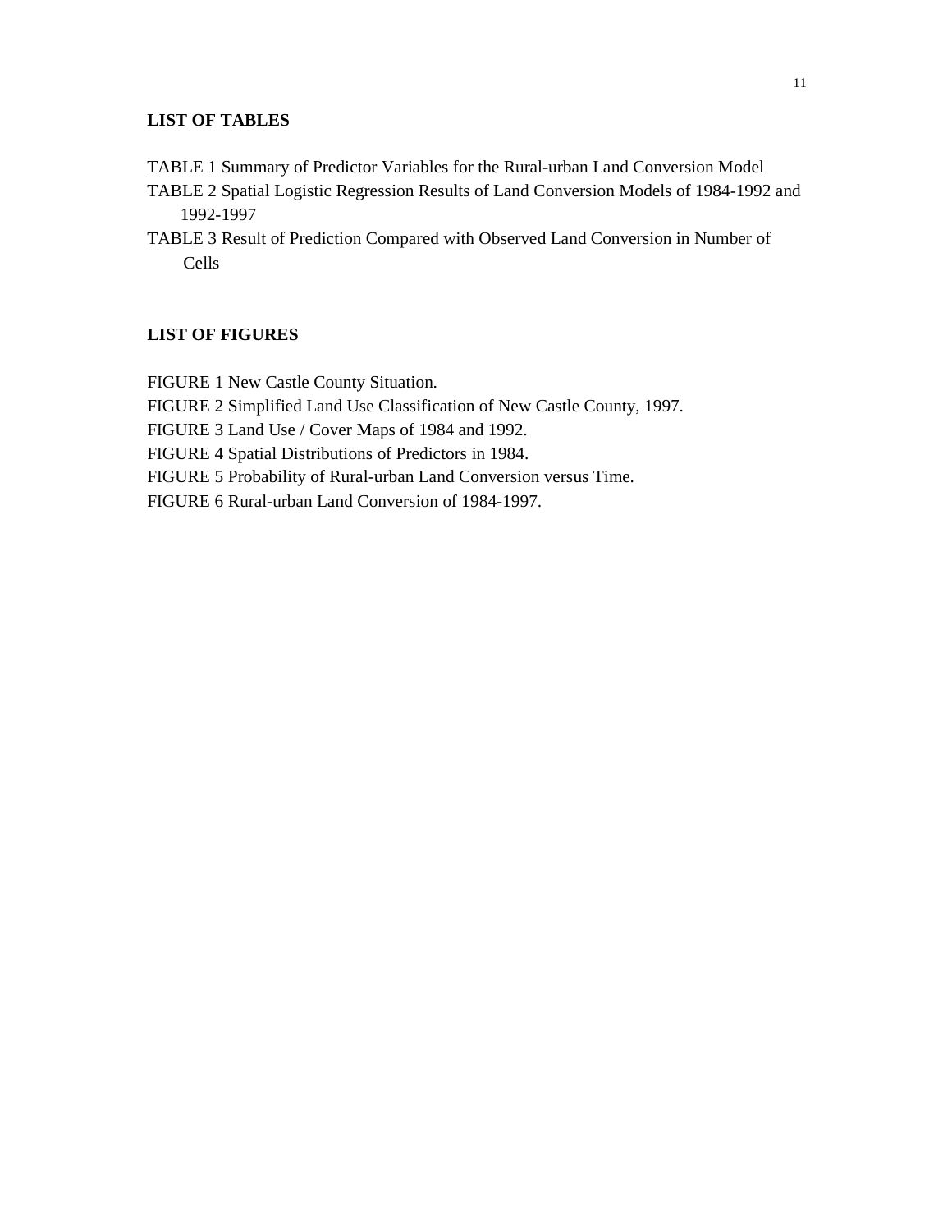## LIST OF TABLES

TABLE 1 Summary of Predictor Variables for the Rural-urban Land Conversion Model
TABLE 2 Spatial Logistic Regression Results of Land Conversion Models of 1984-1992 and 1992-1997
TABLE 3 Result of Prediction Compared with Observed Land Conversion in Number of Cells

## LIST OF FIGURES

FIGURE 1 New Castle County Situation.
FIGURE 2 Simplified Land Use Classification of New Castle County, 1997.
FIGURE 3 Land Use / Cover Maps of 1984 and 1992.
FIGURE 4 Spatial Distributions of Predictors in 1984.
FIGURE 5 Probability of Rural-urban Land Conversion versus Time.
FIGURE 6 Rural-urban Land Conversion of 1984-1997.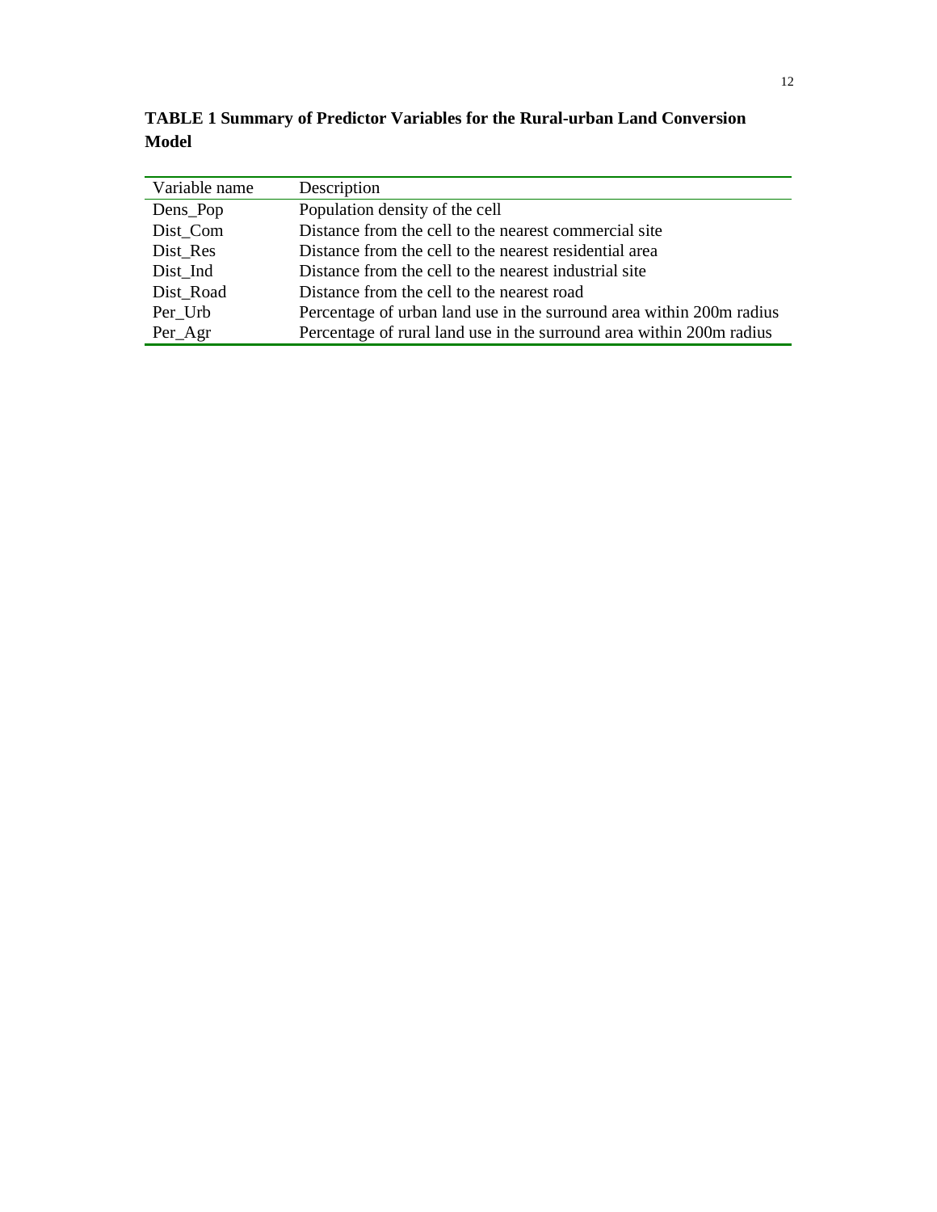**TABLE 1 Summary of Predictor Variables for the Rural-urban Land Conversion Model**

| Variable name | Description |
| --- | --- |
| Dens_Pop | Population density of the cell |
| Dist_Com | Distance from the cell to the nearest commercial site |
| Dist_Res | Distance from the cell to the nearest residential area |
| Dist_Ind | Distance from the cell to the nearest industrial site |
| Dist_Road | Distance from the cell to the nearest road |
| Per_Urb | Percentage of urban land use in the surround area within 200m radius |
| Per_Agr | Percentage of rural land use in the surround area within 200m radius |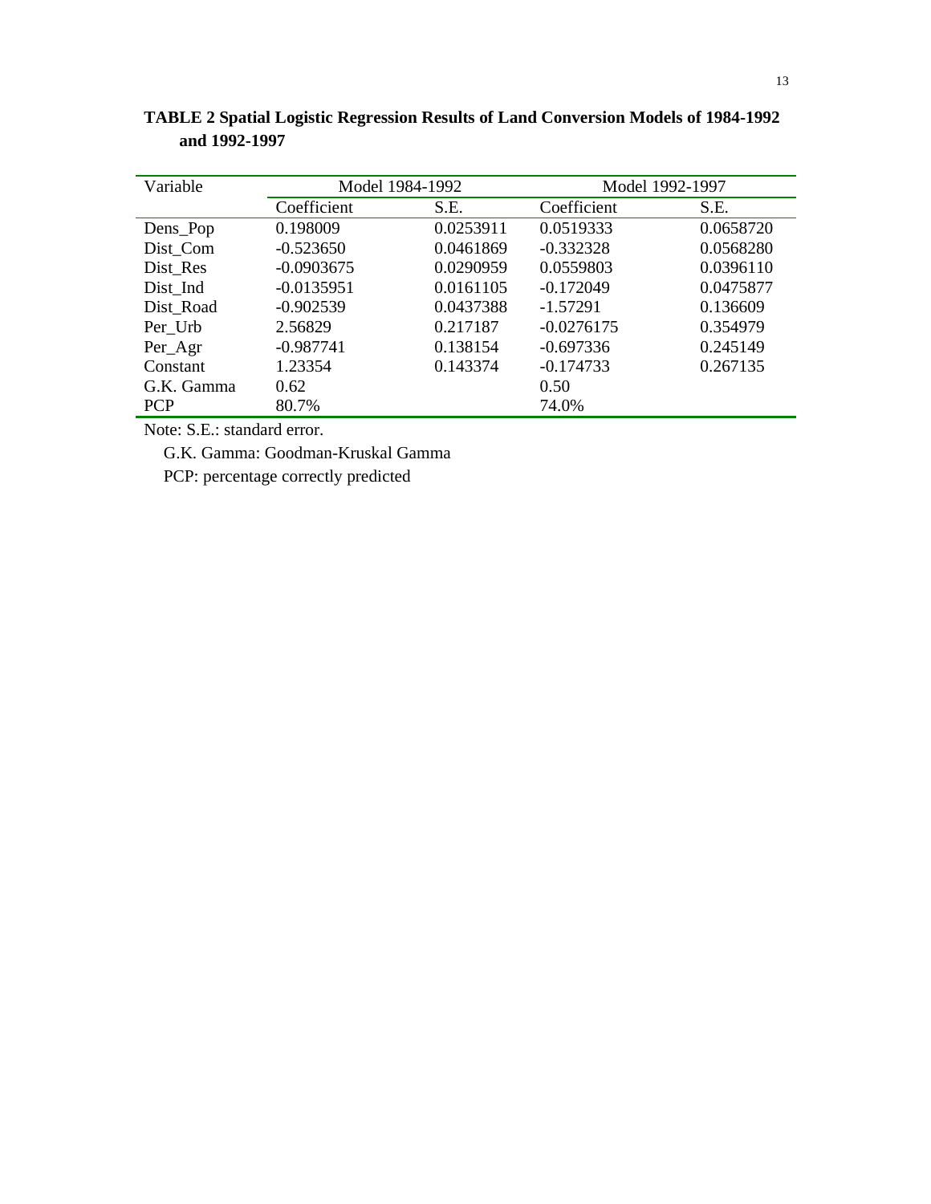**TABLE 2 Spatial Logistic Regression Results of Land Conversion Models of 1984-1992 and 1992-1997**

| Variable | Model 1984-1992 | | Model 1992-1997 | |
|---|---|---|---|---|
| | Coefficient | S.E. | Coefficient | S.E. |
| Dens_Pop | 0.198009 | 0.0253911 | 0.0519333 | 0.0658720 |
| Dist_Com | -0.523650 | 0.0461869 | -0.332328 | 0.0568280 |
| Dist_Res | -0.0903675 | 0.0290959 | 0.0559803 | 0.0396110 |
| Dist_Ind | -0.0135951 | 0.0161105 | -0.172049 | 0.0475877 |
| Dist_Road | -0.902539 | 0.0437388 | -1.57291 | 0.136609 |
| Per_Urb | 2.56829 | 0.217187 | -0.0276175 | 0.354979 |
| Per_Agr | -0.987741 | 0.138154 | -0.697336 | 0.245149 |
| Constant | 1.23354 | 0.143374 | -0.174733 | 0.267135 |
| G.K. Gamma | 0.62 | | 0.50 | |
| PCP | 80.7% | | 74.0% | |

Note: S.E.: standard error.

G.K. Gamma: Goodman-Kruskal Gamma

PCP: percentage correctly predicted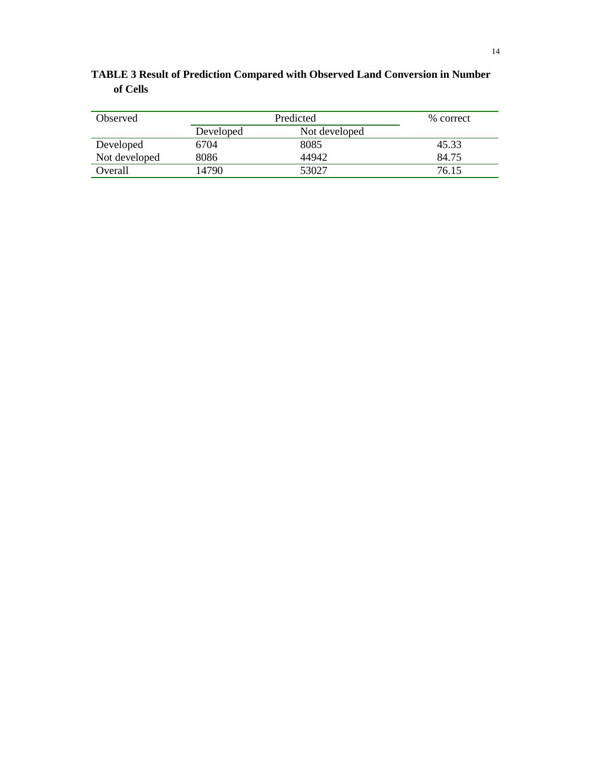**TABLE 3 Result of Prediction Compared with Observed Land Conversion in Number of Cells**

| Observed | Predicted | | % correct |
|---|---|---|---|
| | Developed | Not developed | |
| Developed | 6704 | 8085 | 45.33 |
| Not developed | 8086 | 44942 | 84.75 |
| Overall | 14790 | 53027 | 76.15 |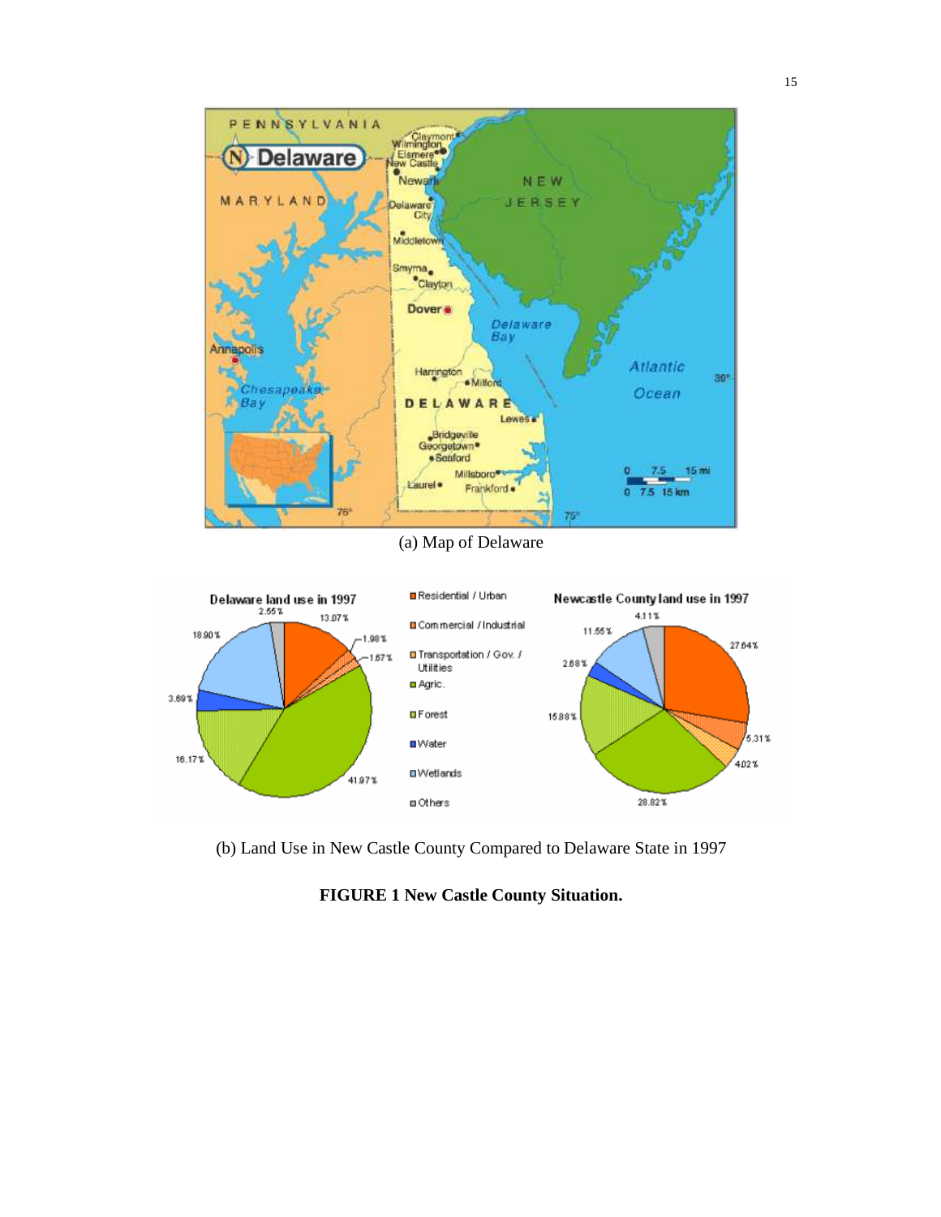(a) Map of Delaware

(b) Land Use in New Castle County Compared to Delaware State in 1997

**FIGURE 1 New Castle County Situation.**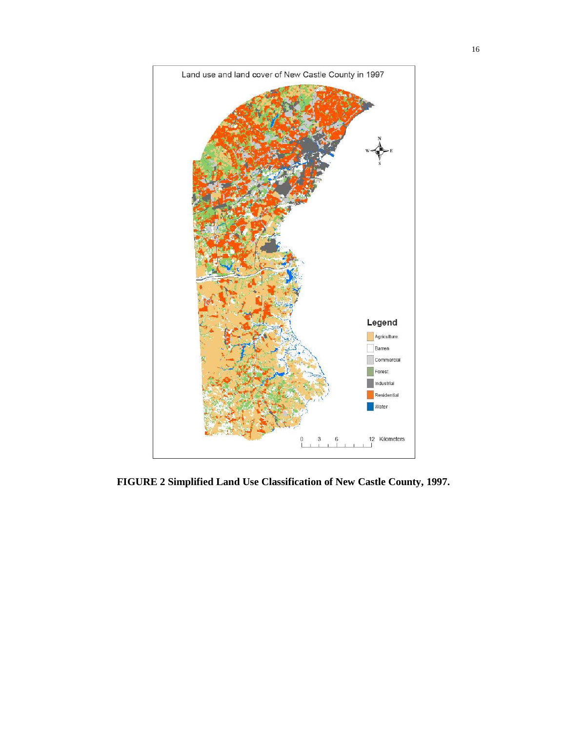**FIGURE 2 Simplified Land Use Classification of New Castle County, 1997.**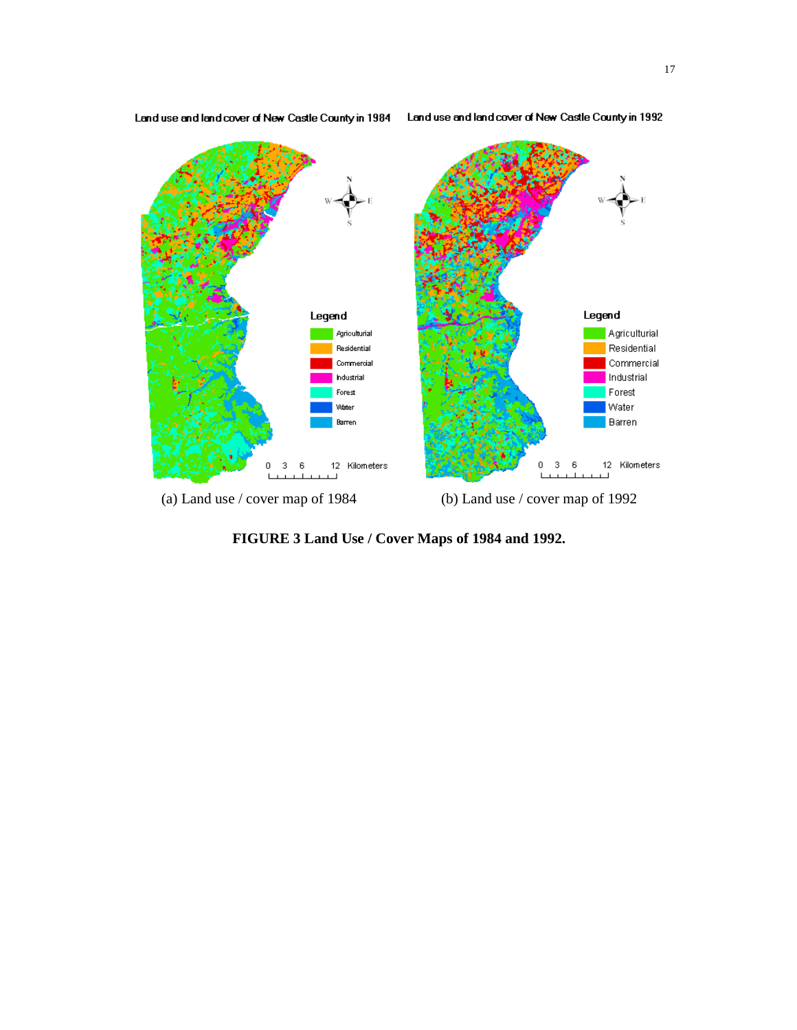(a) Land use / cover map of 1984

(b) Land use / cover map of 1992

**FIGURE 3 Land Use / Cover Maps of 1984 and 1992.**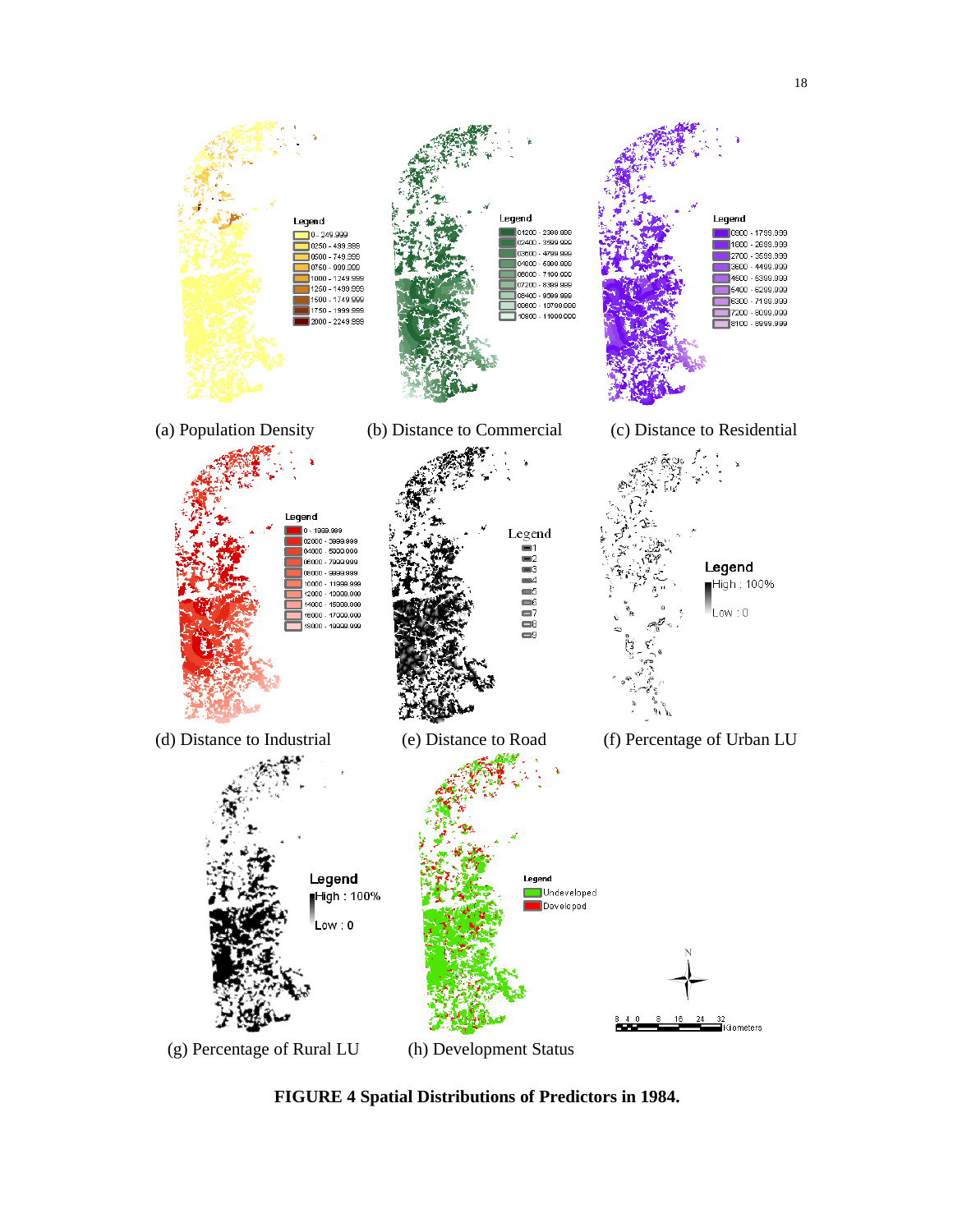(a) Population Density

(b) Distance to Commercial

(c) Distance to Residential

(d) Distance to Industrial

(e) Distance to Road

(f) Percentage of Urban LU

(g) Percentage of Rural LU

(h) Development Status

**FIGURE 4 Spatial Distributions of Predictors in 1984.**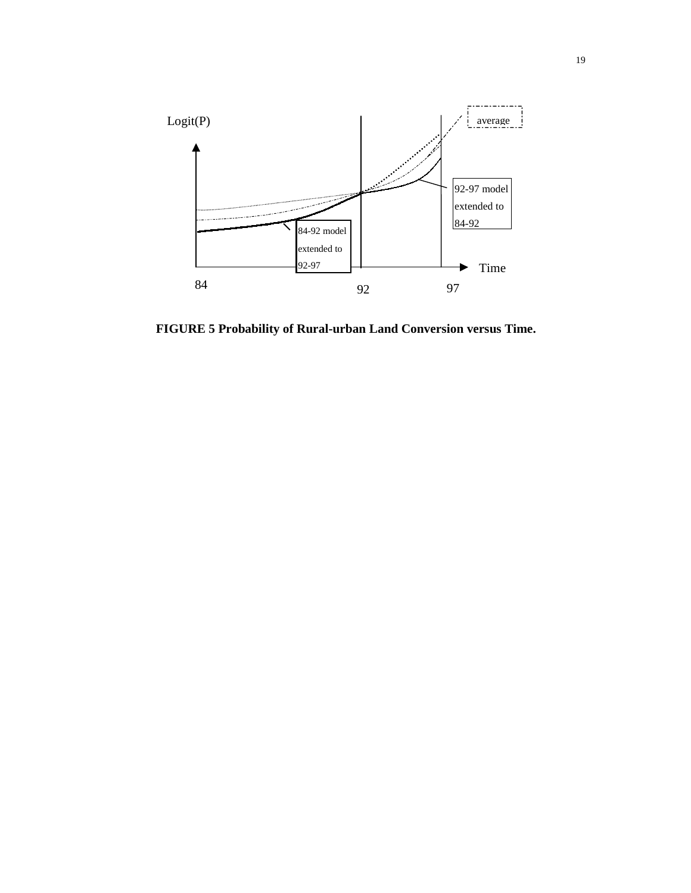**FIGURE 5 Probability of Rural-urban Land Conversion versus Time.**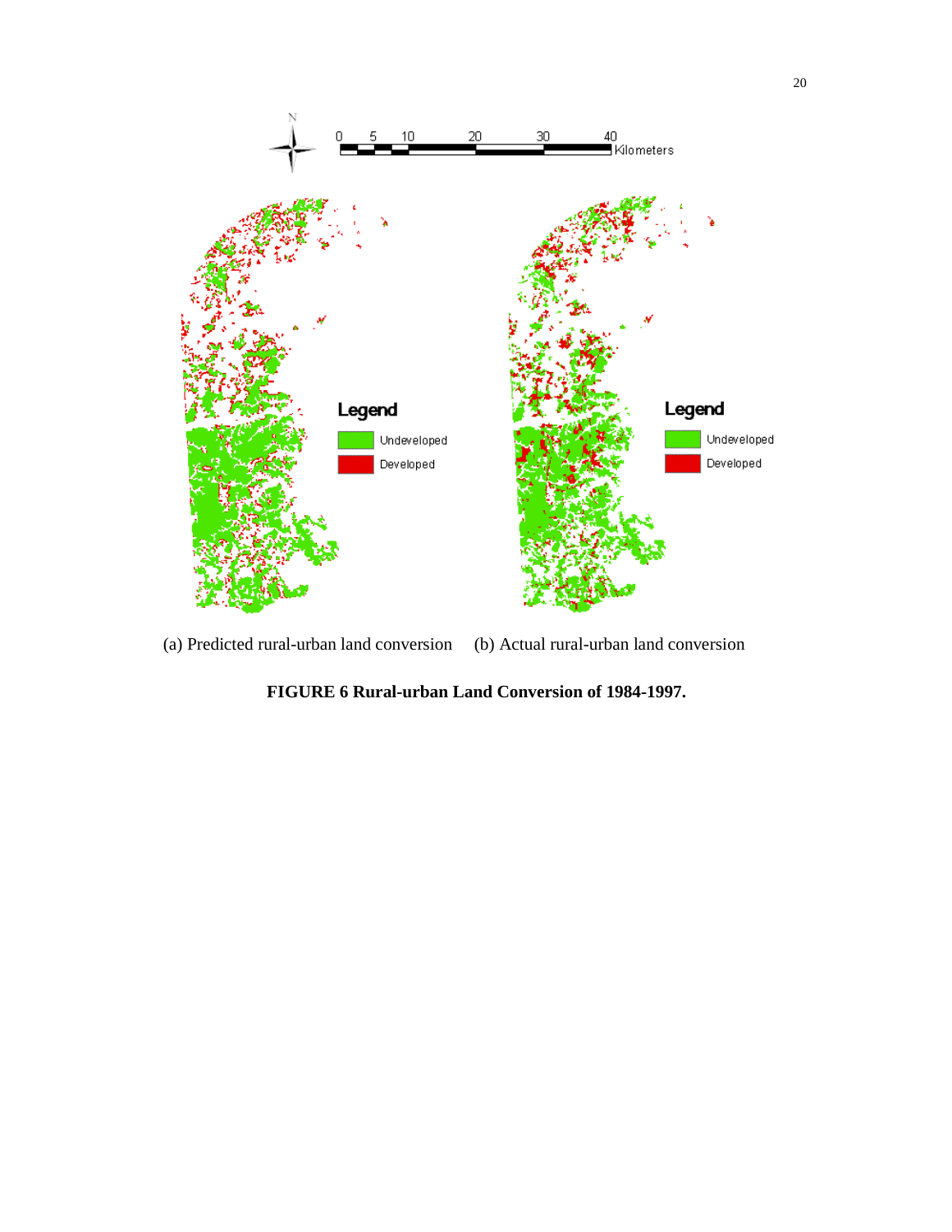N

0 5 10 20 30 40 Kilometers

Legend

Undeveloped

Developed

Legend

Undeveloped

Developed

(a) Predicted rural-urban land conversion (b) Actual rural-urban land conversion

**FIGURE 6 Rural-urban Land Conversion of 1984-1997.**